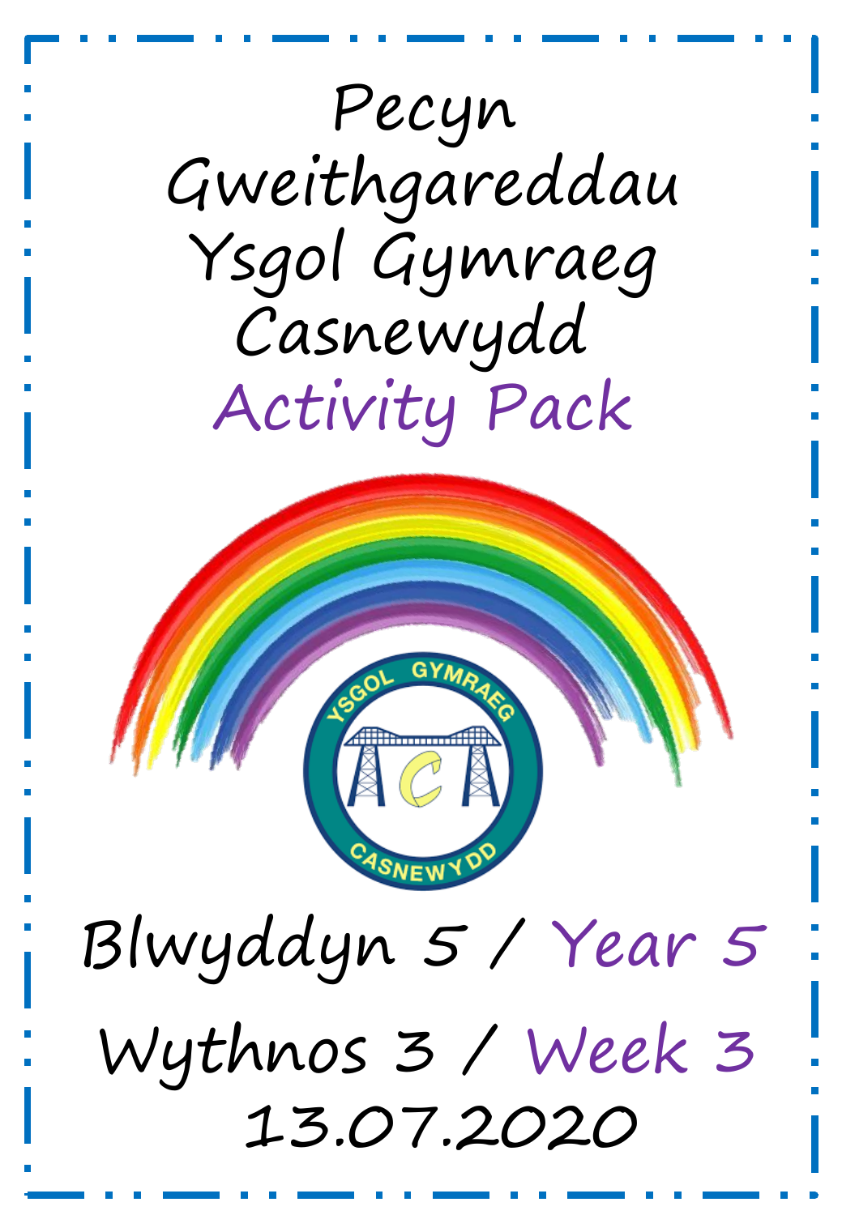# Pecyn Gweithgareddau Ysgol Gymraeg Casnewydd

# Activity Pack

Blwyddyn 5 / Year 5

Wythnos 3 / Week 3

13.07.2020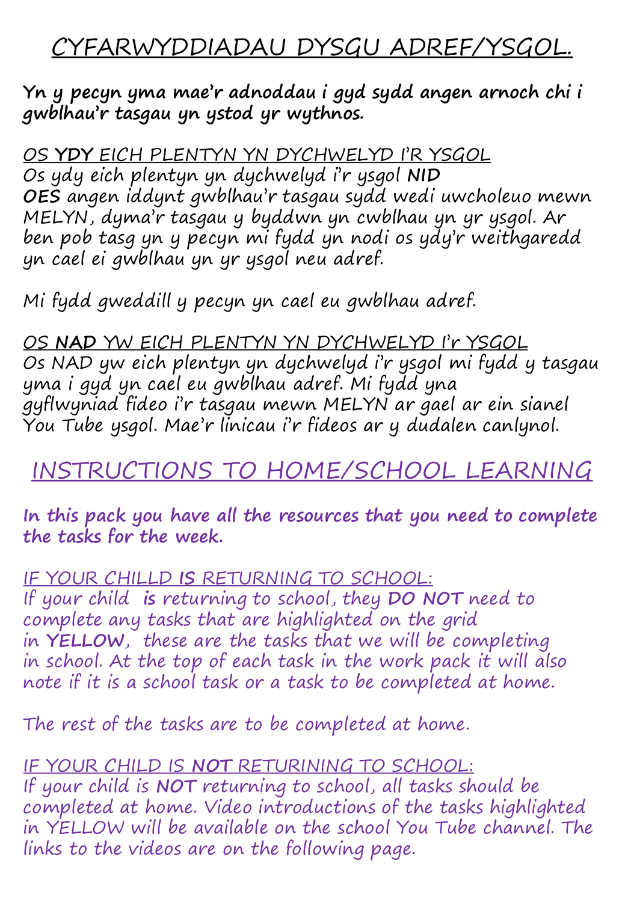# CYFARWYDDIADAU DYSGU ADREF/YSGOL.

**Yn y pecyn yma mae'r adnoddau i gyd sydd angen arnoch chi i gwblhau'r tasgau yn ystod yr wythnos.**

OS **YDY** EICH PLENTYN YN DYCHWELYD I'R YSGOL
Os ydy eich plentyn yn dychwelyd i'r ysgol **NID OES** angen iddynt gwblhau'r tasgau sydd wedi uwcholeuo mewn MELYN, dyma'r tasgau y byddwn yn cwblhau yn yr ysgol. Ar ben pob tasg yn y pecyn mi fydd yn nodi os ydy'r weithgaredd yn cael ei gwblhau yn yr ysgol neu adref.

Mi fydd gweddill y pecyn yn cael eu gwblhau adref.

OS **NAD** YW EICH PLENTYN YN DYCHWELYD I'r YSGOL
Os NAD yw eich plentyn yn dychwelyd i'r ysgol mi fydd y tasgau yma i gyd yn cael eu gwblhau adref. Mi fydd yna gyflwyniad fideo i'r tasgau mewn MELYN ar gael ar ein sianel You Tube ysgol. Mae'r linicau i'r fideos ar y dudalen canlynol.

# INSTRUCTIONS TO HOME/SCHOOL LEARNING

**In this pack you have all the resources that you need to complete the tasks for the week.**

IF YOUR CHILLD **IS** RETURNING TO SCHOOL:
If your child **is** returning to school, they **DO NOT** need to complete any tasks that are highlighted on the grid in **YELLOW**, these are the tasks that we will be completing in school. At the top of each task in the work pack it will also note if it is a school task or a task to be completed at home.

The rest of the tasks are to be completed at home.

IF YOUR CHILD IS **NOT** RETURINING TO SCHOOL:
If your child is **NOT** returning to school, all tasks should be completed at home. Video introductions of the tasks highlighted in YELLOW will be available on the school You Tube channel. The links to the videos are on the following page.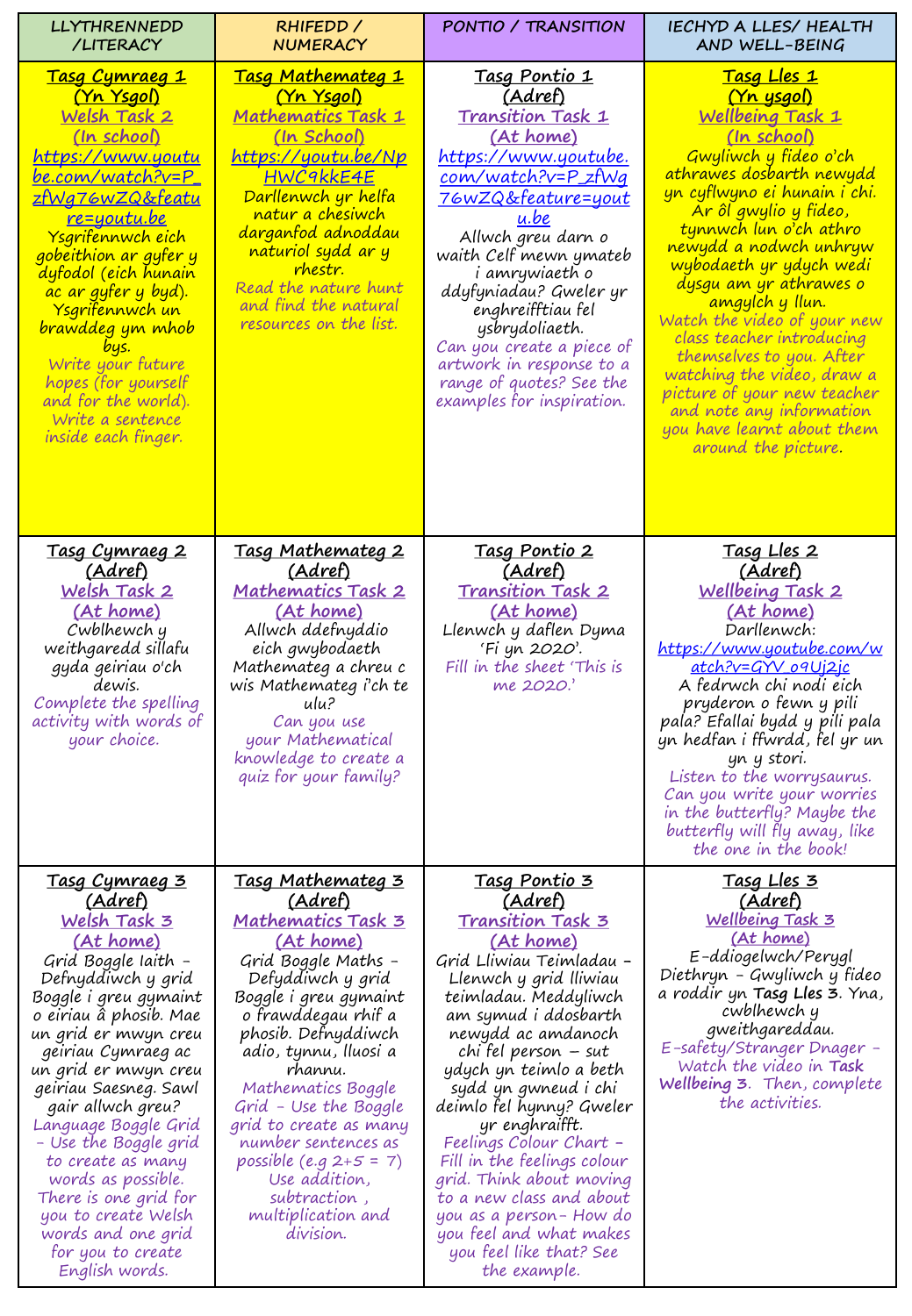| LLYTHRENNEDD /LITERACY | RHIFEDD / NUMERACY | PONTIO / TRANSITION | IECHYD A LLES/ HEALTH AND WELL-BEING |
|---|---|---|---|
| **Tasg Cymraeg 1 (Yn Ysgol)** **Welsh Task 2 (In school)** https://www.youtube.com/watch?v=P_zfWg76wZQ&feature=youtu.be Ysgrifennwch eich gobeithion ar gyfer y dyfodol (eich hunain ac ar gyfer y byd). Ysgrifennwch un brawddeg ym mhob bys. *Write your future hopes (for yourself and for the world). Write a sentence inside each finger.* | **Tasg Mathemateg 1 (Yn Ysgol)** **Mathematics Task 1 (In School)** https://youtu.be/NpHWC9kkE4E Darllenwch yr helfa natur a chesiwch darganfod adnoddau naturiol sydd ar y rhestr. *Read the nature hunt and find the natural resources on the list.* | **Tasg Pontio 1 (Adref)** **Transition Task 1 (At home)** https://www.youtube.com/watch?v=P_zfWg76wZQ&feature=youtu.be Allwch greu darn o waith Celf mewn ymateb i amrywiaeth o ddyfyniadau? Gweler yr enghreifftiau fel ysbrydoliaeth. *Can you create a piece of artwork in response to a range of quotes? See the examples for inspiration.* | **Tasg Lles 1 (Yn ysgol)** **Wellbeing Task 1 (In school)** Gwyliwch y fideo o'ch athrawes dosbarth newydd yn cyflwyno ei hunain i chi. Ar ôl gwylio y fideo, tynnwch lun o'ch athro newydd a nodwch unrhyw wybodaeth yr ydych wedi dysgu am yr athrawes o amgylch y llun. *Watch the video of your new class teacher introducing themselves to you. After watching the video, draw a picture of your new teacher and note any information you have learnt about them around the picture.* |
| **Tasg Cymraeg 2 (Adref)** **Welsh Task 2 (At home)** Cwblhewch y weithgaredd sillafu gyda geiriau o'ch dewis. *Complete the spelling activity with words of your choice.* | **Tasg Mathemateg 2 (Adref)** **Mathematics Task 2 (At home)** Allwch ddefnyddio eich gwybodaeth Mathemateg a chreu c wis Mathemateg i'ch te ulu? *Can you use your Mathematical knowledge to create a quiz for your family?* | **Tasg Pontio 2 (Adref)** **Transition Task 2 (At home)** Llenwch y daflen Dyma 'Fi yn 2020'. *Fill in the sheet 'This is me 2020.'* | **Tasg Lles 2 (Adref)** **Wellbeing Task 2 (At home)** Darllenwch: https://www.youtube.com/watch?v=GYV_o9Uj2jc A fedrwch chi nodi eich pryderon o fewn y pili pala? Efallai bydd y pili pala yn hedfan i ffwrdd, fel yr un yn y stori. *Listen to the worrysaurus. Can you write your worries in the butterfly? Maybe the butterfly will fly away, like the one in the book!* |
| **Tasg Cymraeg 3 (Adref)** **Welsh Task 3 (At home)** Grid Boggle Iaith - Defnyddiwch y grid Boggle i greu gymaint o eiriau â phosib. Mae un grid er mwyn creu geiriau Cymraeg ac un grid er mwyn creu geiriau Saesneg. Sawl gair allwch greu? *Language Boggle Grid – Use the Boggle grid to create as many words as possible. There is one grid for you to create Welsh words and one grid for you to create English words.* | **Tasg Mathemateg 3 (Adref)** **Mathematics Task 3 (At home)** Grid Boggle Maths - Defyddiwch y grid Boggle i greu gymaint o frawddegau rhif a phosib. Defnyddiwch adio, tynnu, lluosi a rhannu. *Mathematics Boggle Grid – Use the Boggle grid to create as many number sentences as possible (e.g 2+5 = 7) Use addition, subtraction , multiplication and division.* | **Tasg Pontio 3 (Adref)** **Transition Task 3 (At home)** Grid Lliwiau Teimladau – Llenwch y grid lliwiau teimladau. Meddyliwch am symud i ddosbarth newydd ac amdanoch chi fel person – sut ydych yn teimlo a beth sydd yn gwneud i chi deimlo fel hynny? Gweler yr enghraifft. *Feelings Colour Chart – Fill in the feelings colour grid. Think about moving to a new class and about you as a person– How do you feel and what makes you feel like that? See the example.* | **Tasg Lles 3 (Adref)** **Wellbeing Task 3 (At home)** E-ddiogelwch/Perygl Diethryn - Gwyliwch y fideo a roddir yn **Tasg Lles 3**. Yna, cwblhewch y gweithgareddau. *E-safety/Stranger Dnager - Watch the video in **Task Wellbeing 3**. Then, complete the activities.* |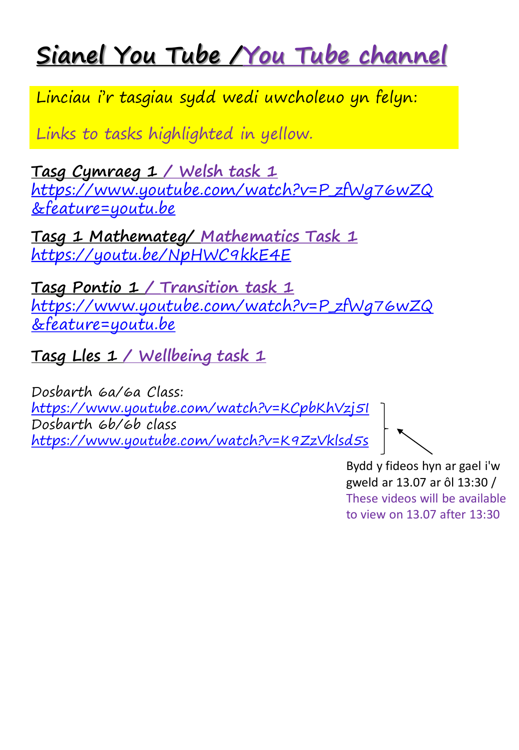# Sianel You Tube /You Tube channel

Linciau i'r tasgiau sydd wedi uwcholeuo yn felyn:

Links to tasks highlighted in yellow.

**Tasg Cymraeg 1 / Welsh task 1**
https://www.youtube.com/watch?v=P_zfWg76wZQ&feature=youtu.be

**Tasg 1 Mathemateg/ Mathematics Task 1**
https://youtu.be/NpHWC9kkE4E

**Tasg Pontio 1 / Transition task 1**
https://www.youtube.com/watch?v=P_zfWg76wZQ&feature=youtu.be

**Tasg Lles 1 / Wellbeing task 1**

Dosbarth 6a/6a Class:
https://www.youtube.com/watch?v=KCpbKhVzj5I
Dosbarth 6b/6b class
https://www.youtube.com/watch?v=K9ZzVklsd5s

Bydd y fideos hyn ar gael i'w gweld ar 13.07 ar ôl 13:30 / These videos will be available to view on 13.07 after 13:30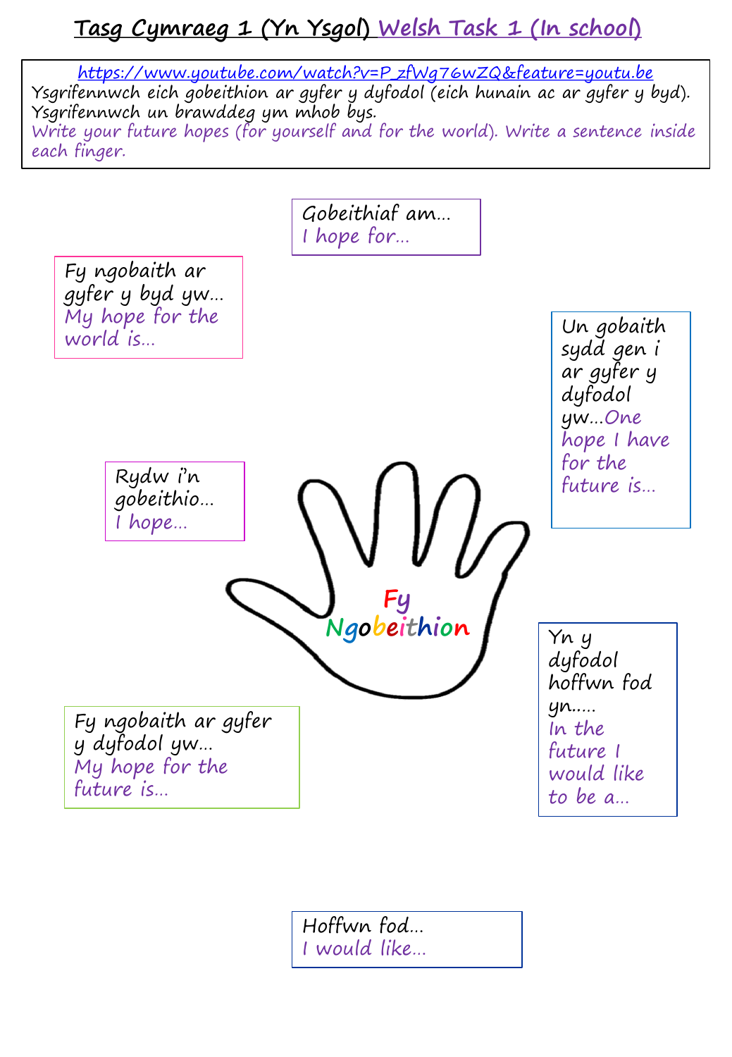# Tasg Cymraeg 1 (Yn Ysgol) Welsh Task 1 (In school)

https://www.youtube.com/watch?v=P_zfWg76wZQ&feature=youtu.be

Ysgrifennwch eich gobeithion ar gyfer y dyfodol (eich hunain ac ar gyfer y byd). Ysgrifennwch un brawddeg ym mhob bys.

Write your future hopes (for yourself and for the world). Write a sentence inside each finger.

Gobeithiaf am…
I hope for…

Fy ngobaith ar gyfer y byd yw…
My hope for the world is…

Un gobaith sydd gen i ar gyfer y dyfodol yw…One hope I have for the future is…

Rydw i'n gobeithio…
I hope…

Fy Ngobeithion

Yn y dyfodol hoffwn fod yn…..
In the future I would like to be a…

Fy ngobaith ar gyfer y dyfodol yw…
My hope for the future is…

Hoffwn fod…
I would like…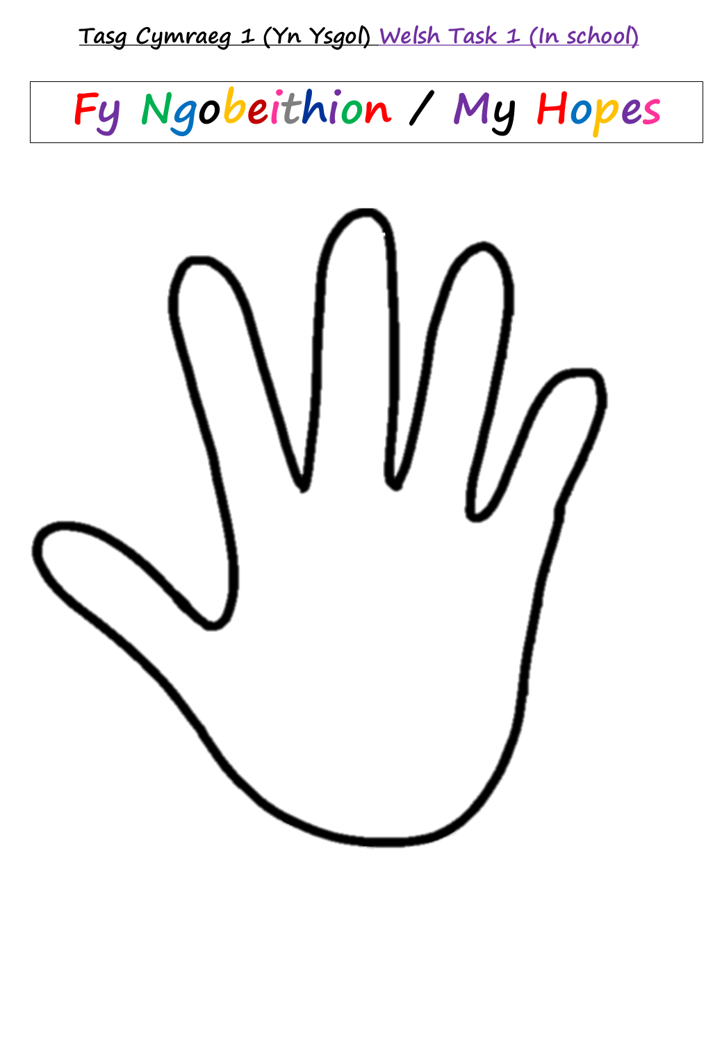Tasg Cymraeg 1 (Yn Ysgol) Welsh Task 1 (In school)

# Fy Ngobeithion / My Hopes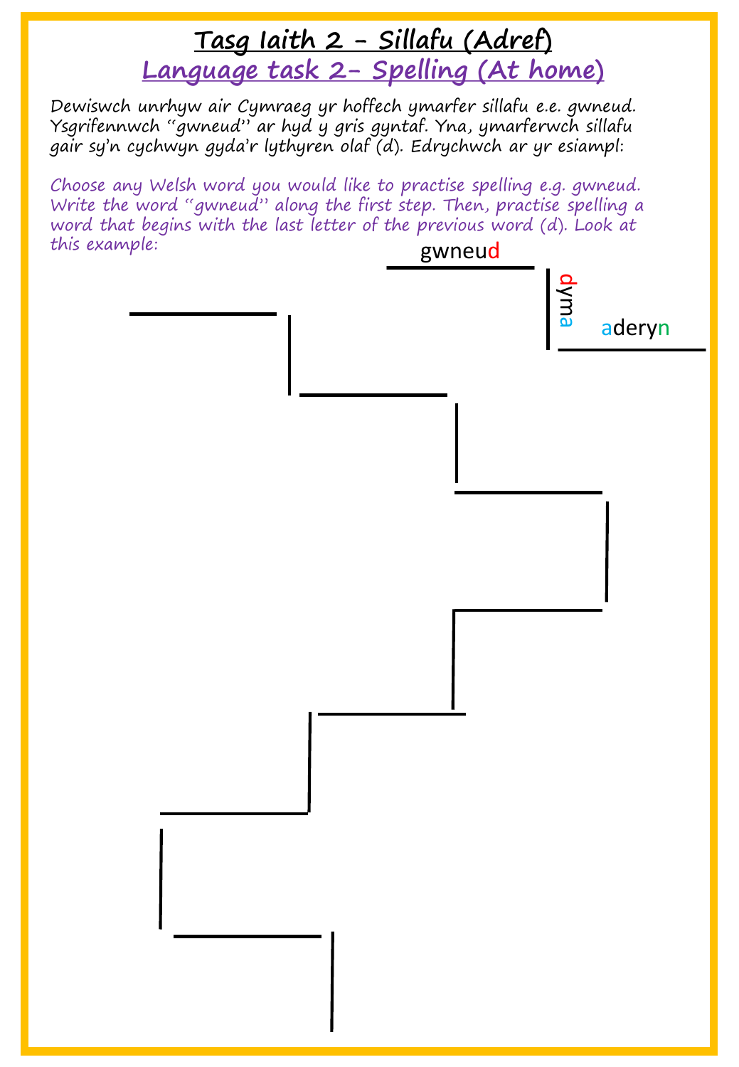# Tasg Iaith 2 - Sillafu (Adref)

## Language task 2- Spelling (At home)

Dewiswch unrhyw air Cymraeg yr hoffech ymarfer sillafu e.e. gwneud. Ysgrifennwch "gwneud" ar hyd y gris gyntaf. Yna, ymarferwch sillafu gair sy'n cychwyn gyda'r lythyren olaf (d). Edrychwch ar yr esiampl:

*Choose any Welsh word you would like to practise spelling e.g. gwneud. Write the word "gwneud" along the first step. Then, practise spelling a word that begins with the last letter of the previous word (d). Look at this example:*

gwneud

dyma

aderyn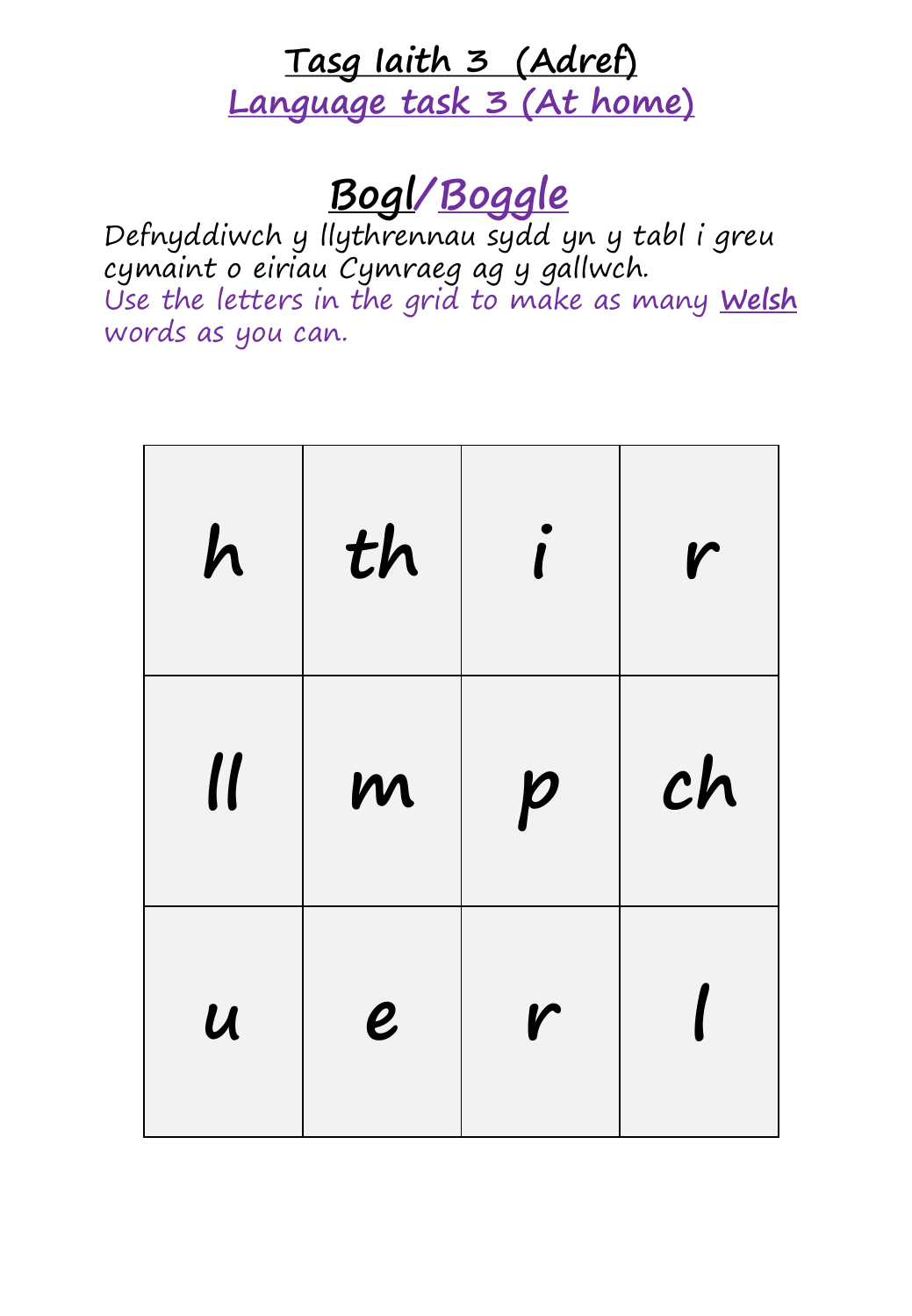# Tasg Iaith 3 (Adref)
## Language task 3 (At home)

## Bogl/Boggle

Defnyddiwch y llythrennau sydd yn y tabl i greu cymaint o eiriau Cymraeg ag y gallwch.
Use the letters in the grid to make as many **Welsh** words as you can.

| h | th | i | r |
|---|---|---|---|
| ll | m | p | ch |
| u | e | r | l |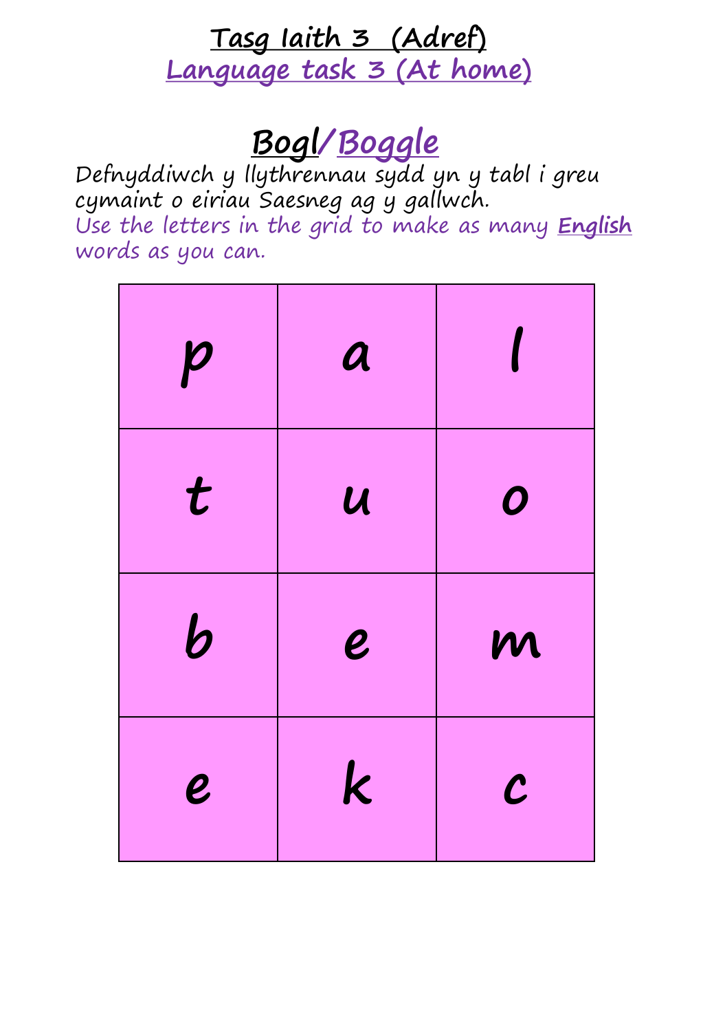# Tasg Iaith 3 (Adref)
# Language task 3 (At home)

## Bogl/Boggle

Defnyddiwch y llythrennau sydd yn y tabl i greu cymaint o eiriau Saesneg ag y gallwch.

Use the letters in the grid to make as many **English** words as you can.

| | | |
|---|---|---|
| p | a | l |
| t | u | o |
| b | e | m |
| e | k | c |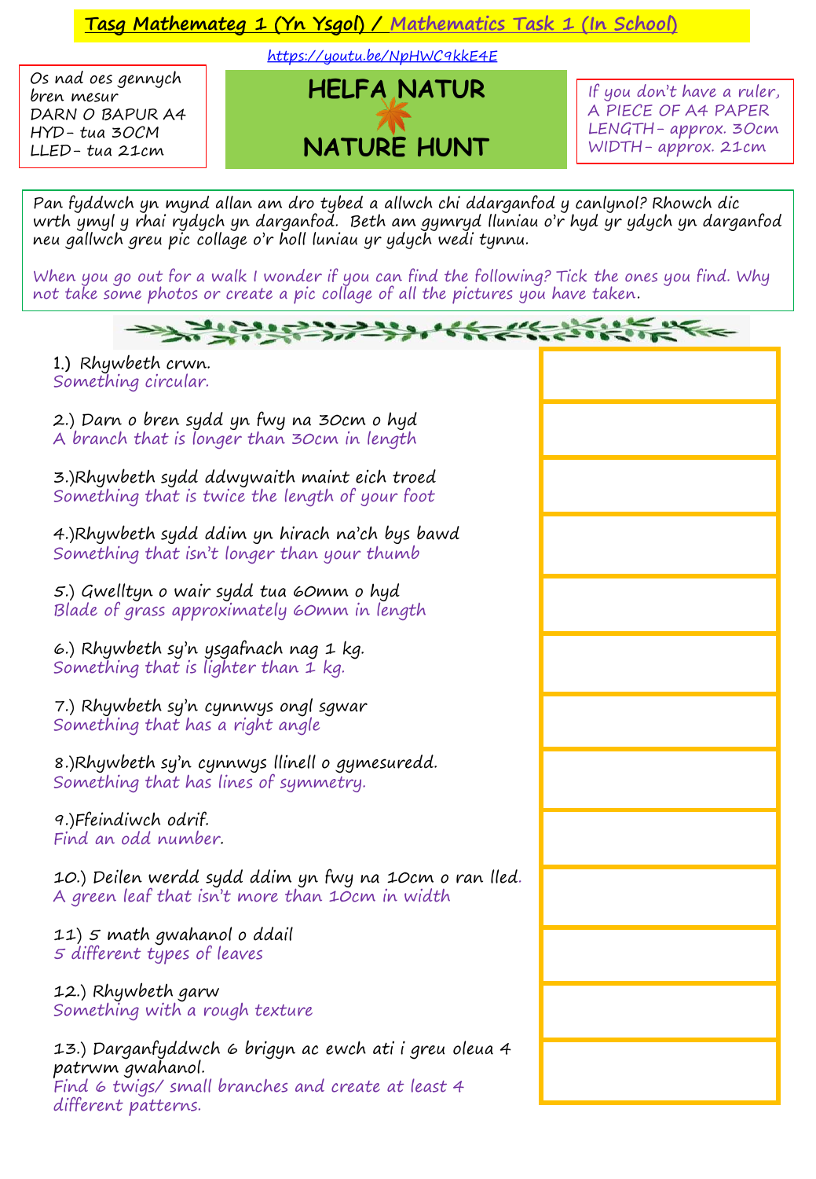# Tasg Mathemateg 1 (Yn Ysgol) / Mathematics Task 1 (In School)

https://youtu.be/NpHWC9kkE4E

Os nad oes gennych bren mesur
DARN O BAPUR A4
HYD- tua 30CM
LLED- tua 21cm

## HELFA NATUR

## NATURE HUNT

If you don't have a ruler,
A PIECE OF A4 PAPER
LENGTH- approx. 30cm
WIDTH- approx. 21cm

Pan fyddwch yn mynd allan am dro tybed a allwch chi ddarganfod y canlynol? Rhowch dic wrth ymyl y rhai rydych yn darganfod. Beth am gymryd lluniau o'r hyd yr ydych yn darganfod neu gallwch greu pic collage o'r holl luniau yr ydych wedi tynnu.

When you go out for a walk I wonder if you can find the following? Tick the ones you find. Why not take some photos or create a pic collage of all the pictures you have taken.

| | |
|---|---|
| 1.) Rhywbeth crwn.<br>Something circular. | |
| 2.) Darn o bren sydd yn fwy na 30cm o hyd<br>A branch that is longer than 30cm in length | |
| 3.)Rhywbeth sydd ddwywaith maint eich troed<br>Something that is twice the length of your foot | |
| 4.)Rhywbeth sydd ddim yn hirach na'ch bys bawd<br>Something that isn't longer than your thumb | |
| 5.) Gwelltyn o wair sydd tua 60mm o hyd<br>Blade of grass approximately 60mm in length | |
| 6.) Rhywbeth sy'n ysgafnach nag 1 kg.<br>Something that is lighter than 1 kg. | |
| 7.) Rhywbeth sy'n cynnwys ongl sgwar<br>Something that has a right angle | |
| 8.)Rhywbeth sy'n cynnwys llinell o gymesuredd.<br>Something that has lines of symmetry. | |
| 9.)Ffeindiwch odrif.<br>Find an odd number. | |
| 10.) Deilen werdd sydd ddim yn fwy na 10cm o ran lled.<br>A green leaf that isn't more than 10cm in width | |
| 11) 5 math gwahanol o ddail<br>5 different types of leaves | |
| 12.) Rhywbeth garw<br>Something with a rough texture | |
| 13.) Darganfyddwch 6 brigyn ac ewch ati i greu oleua 4 patrwm gwahanol.<br>Find 6 twigs/ small branches and create at least 4 different patterns. | |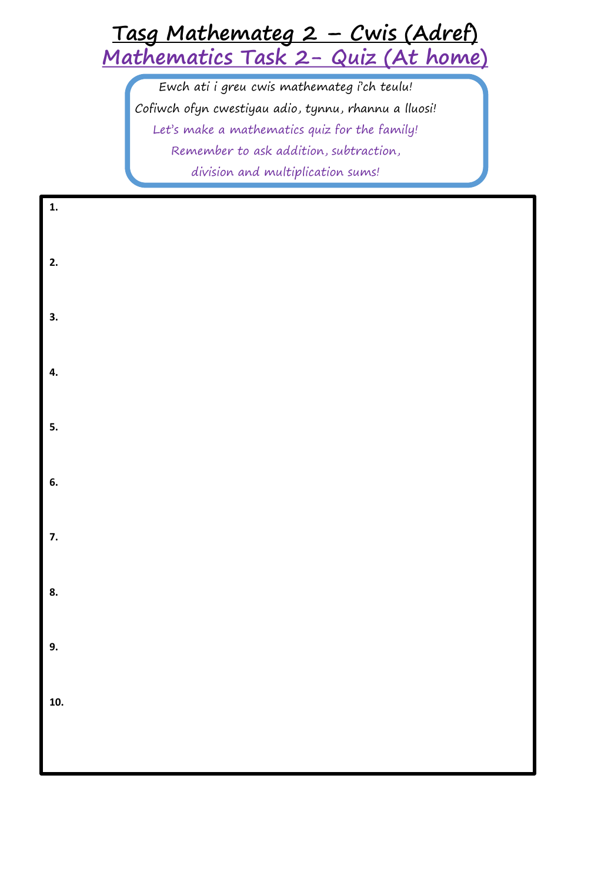# Tasg Mathemateg 2 – Cwis (Adref)

## Mathematics Task 2- Quiz (At home)

Ewch ati i greu cwis mathemateg i'ch teulu!
Cofiwch ofyn cwestiyau adio, tynnu, rhannu a lluosi!
Let's make a mathematics quiz for the family!
Remember to ask addition, subtraction,
division and multiplication sums!

**1.**

**2.**

**3.**

**4.**

**5.**

**6.**

**7.**

**8.**

**9.**

**10.**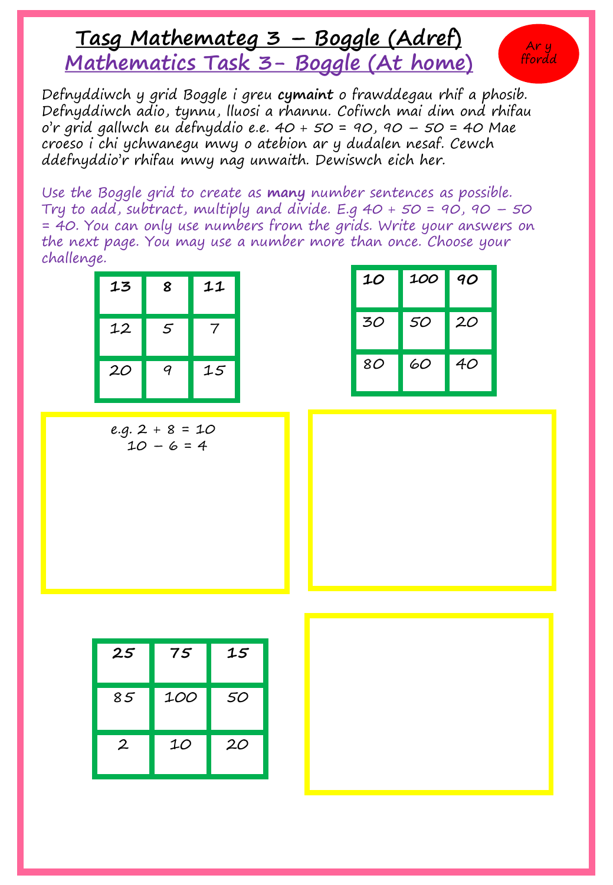# Tasg Mathemateg 3 – Boggle (Adref)

## Mathematics Task 3- Boggle (At home)

Ar y ffordd

Defnyddiwch y grid Boggle i greu **cymaint** o frawddegau rhif a phosib. Defnyddiwch adio, tynnu, lluosi a rhannu. Cofiwch mai dim ond rhifau o'r grid gallwch eu defnyddio e.e. 40 + 50 = 90, 90 – 50 = 40 Mae croeso i chi ychwanegu mwy o atebion ar y dudalen nesaf. Cewch ddefnyddio'r rhifau mwy nag unwaith. Dewiswch eich her.

Use the Boggle grid to create as **many** number sentences as possible. Try to add, subtract, multiply and divide. E.g 40 + 50 = 90, 90 – 50 = 40. You can only use numbers from the grids. Write your answers on the next page. You may use a number more than once. Choose your challenge.

| 13 | 8 | 11 |
|---|---|---|
| 12 | 5 | 7 |
| 20 | 9 | 15 |

| 10 | 100 | 90 |
|---|---|---|
| 30 | 50 | 20 |
| 80 | 60 | 40 |

e.g. 2 + 8 = 10
10 – 6 = 4

| 25 | 75 | 15 |
|---|---|---|
| 85 | 100 | 50 |
| 2 | 10 | 20 |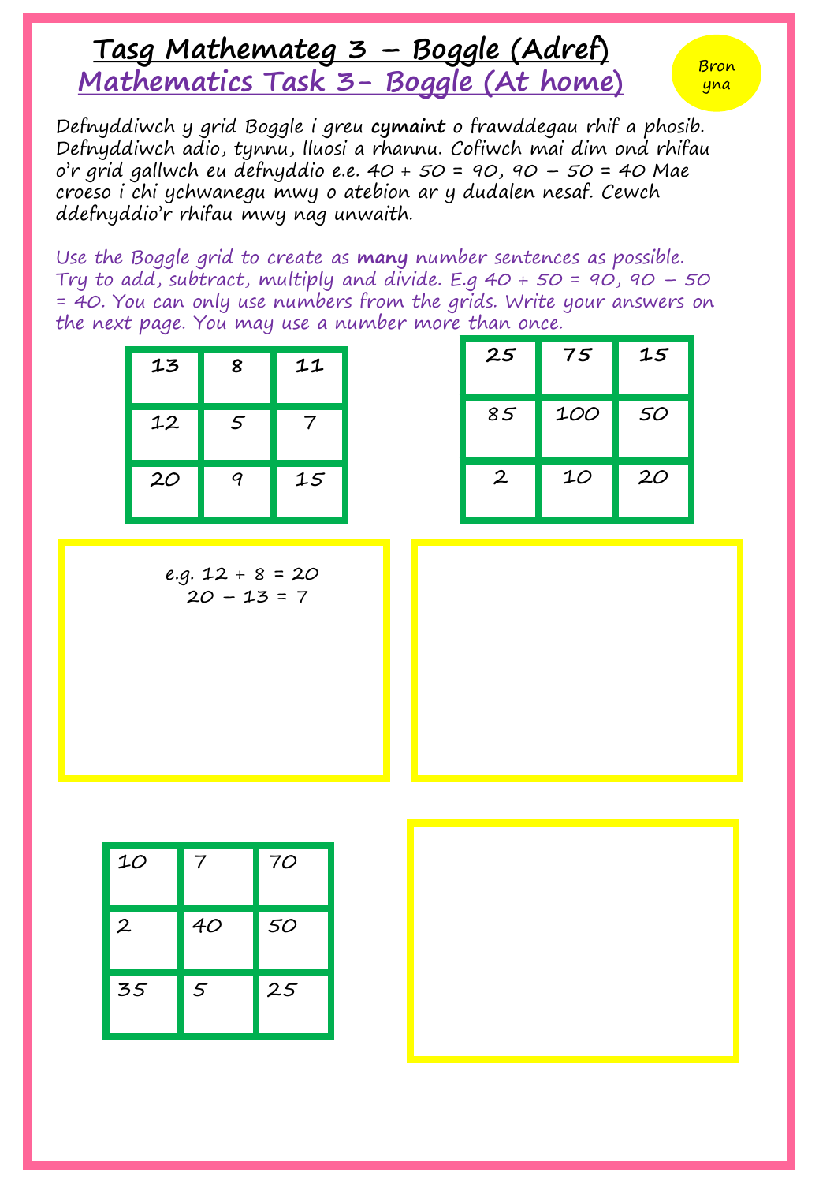# Tasg Mathemateg 3 – Boggle (Adref)

## Mathematics Task 3- Boggle (At home)

Bron yna

Defnyddiwch y grid Boggle i greu **cymaint** o frawddegau rhif a phosib. Defnyddiwch adio, tynnu, lluosi a rhannu. Cofiwch mai dim ond rhifau o'r grid gallwch eu defnyddio e.e. 40 + 50 = 90, 90 – 50 = 40 Mae croeso i chi ychwanegu mwy o atebion ar y dudalen nesaf. Cewch ddefnyddio'r rhifau mwy nag unwaith.

Use the Boggle grid to create as **many** number sentences as possible. Try to add, subtract, multiply and divide. E.g 40 + 50 = 90, 90 – 50 = 40. You can only use numbers from the grids. Write your answers on the next page. You may use a number more than once.

| | | |
|---|---|---|
| **13** | **8** | **11** |
| 12 | 5 | 7 |
| 20 | 9 | 15 |

e.g. 12 + 8 = 20
20 – 13 = 7

| | | |
|---|---|---|
| **25** | **75** | **15** |
| 85 | 100 | 50 |
| 2 | 10 | 20 |

| | | |
|---|---|---|
| 10 | 7 | 70 |
| 2 | 40 | 50 |
| 35 | 5 | 25 |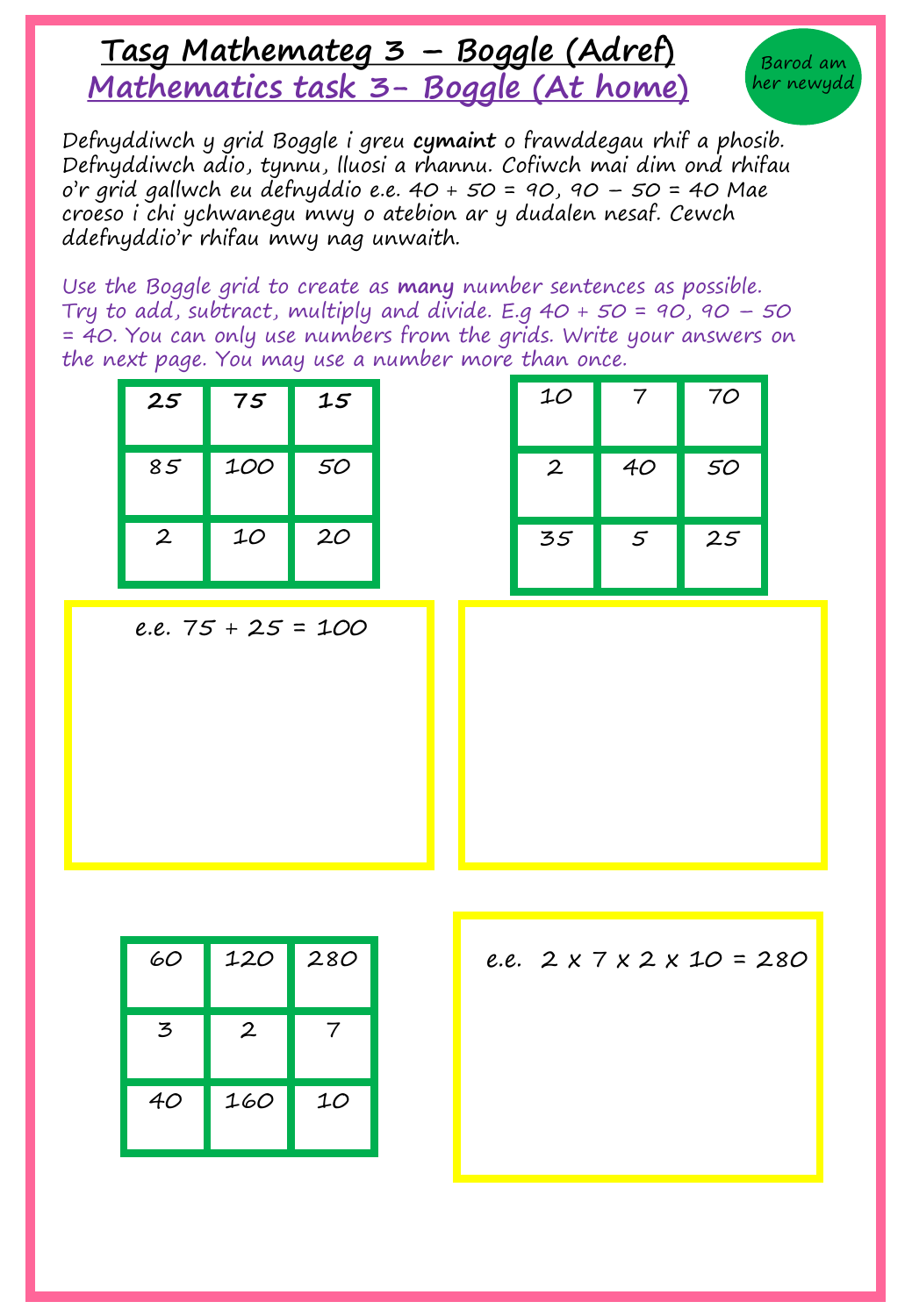# Tasg Mathemateg 3 – Boggle (Adref)

## Mathematics task 3- Boggle (At home)

Barod am her newydd

Defnyddiwch y grid Boggle i greu **cymaint** o frawddegau rhif a phosib. Defnyddiwch adio, tynnu, lluosi a rhannu. Cofiwch mai dim ond rhifau o'r grid gallwch eu defnyddio e.e. 40 + 50 = 90, 90 – 50 = 40 Mae croeso i chi ychwanegu mwy o atebion ar y dudalen nesaf. Cewch ddefnyddio'r rhifau mwy nag unwaith.

Use the Boggle grid to create as **many** number sentences as possible. Try to add, subtract, multiply and divide. E.g 40 + 50 = 90, 90 – 50 = 40. You can only use numbers from the grids. Write your answers on the next page. You may use a number more than once.

| 25 | 75 | 15 |
|---|---|---|
| 85 | 100 | 50 |
| 2 | 10 | 20 |

e.e. 75 + 25 = 100

| 10 | 7 | 70 |
|---|---|---|
| 2 | 40 | 50 |
| 35 | 5 | 25 |

| 60 | 120 | 280 |
|---|---|---|
| 3 | 2 | 7 |
| 40 | 160 | 10 |

e.e. 2 x 7 x 2 x 10 = 280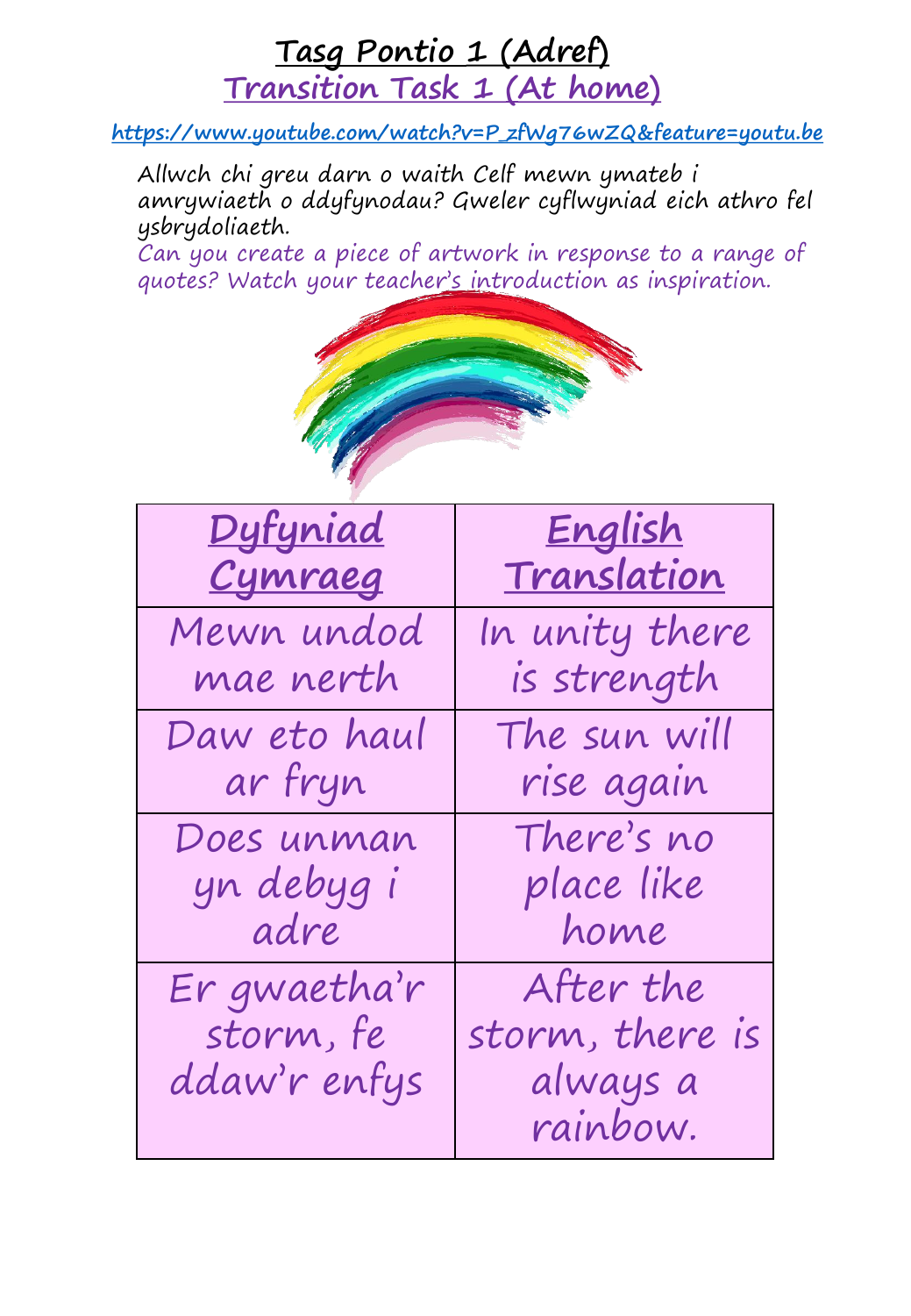# Tasg Pontio 1 (Adref)

## Transition Task 1 (At home)

https://www.youtube.com/watch?v=P_zfWg76wZQ&feature=youtu.be

Allwch chi greu darn o waith Celf mewn ymateb i amrywiaeth o ddyfynodau? Gweler cyflwyniad eich athro fel ysbrydoliaeth.

Can you create a piece of artwork in response to a range of quotes? Watch your teacher's introduction as inspiration.

| Dyfyniad Cymraeg | English Translation |
| --- | --- |
| Mewn undod mae nerth | In unity there is strength |
| Daw eto haul ar fryn | The sun will rise again |
| Does unman yn debyg i adre | There's no place like home |
| Er gwaetha'r storm, fe ddaw'r enfys | After the storm, there is always a rainbow. |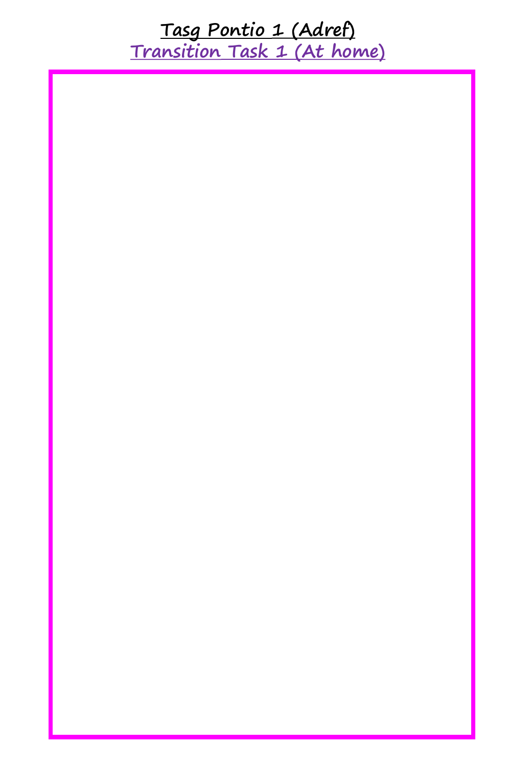# Tasg Pontio 1 (Adref)

## Transition Task 1 (At home)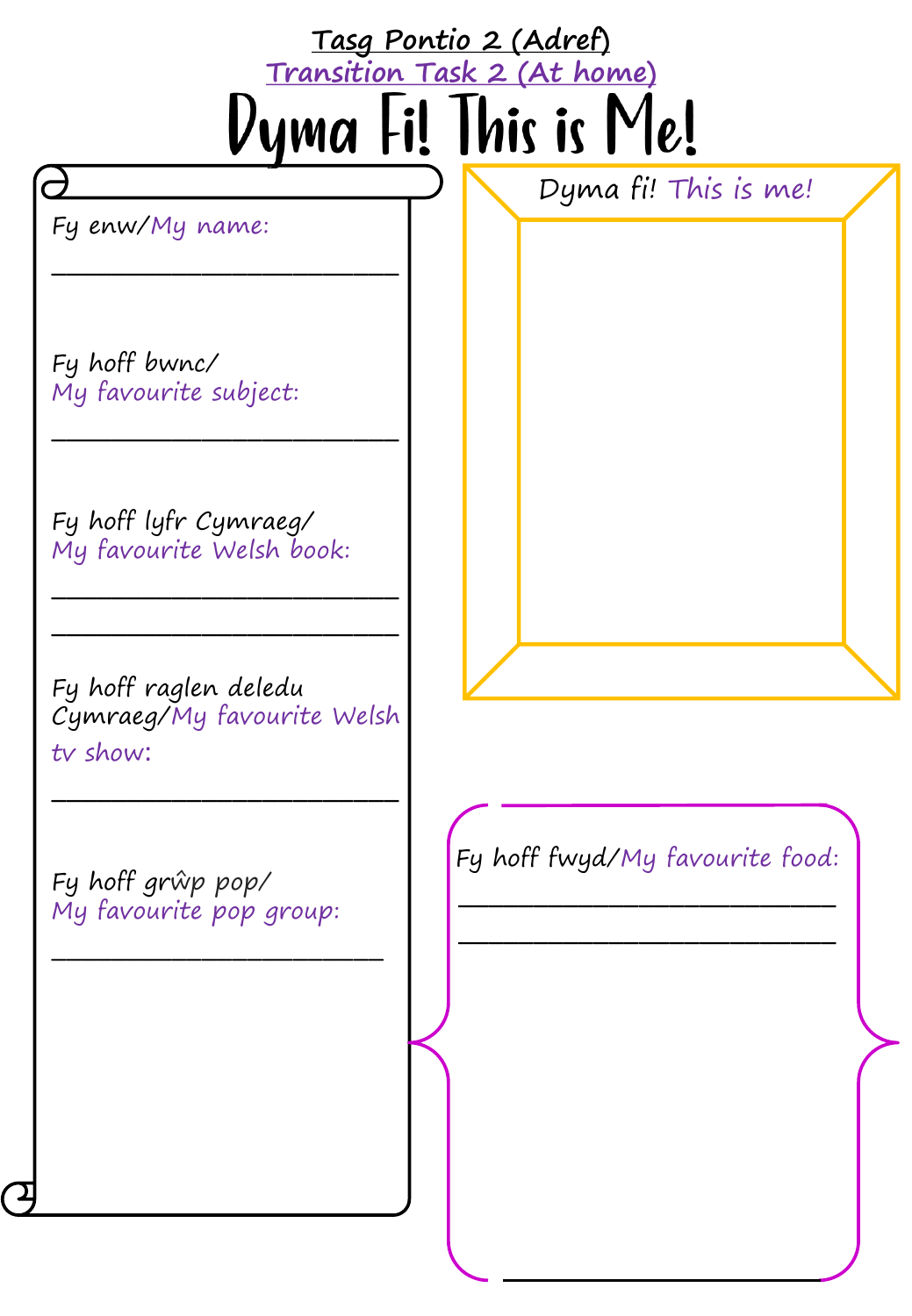Tasg Pontio 2 (Adref)

Transition Task 2 (At home)

# Dyma Fi! This is Me!

Fy enw/My name:

\_\_\_\_\_\_\_\_\_\_\_\_\_\_\_\_\_\_\_\_\_\_\_\_\_\_\_\_

Fy hoff bwnc/
My favourite subject:

\_\_\_\_\_\_\_\_\_\_\_\_\_\_\_\_\_\_\_\_\_\_\_\_\_\_\_\_

Fy hoff lyfr Cymraeg/
My favourite Welsh book:

\_\_\_\_\_\_\_\_\_\_\_\_\_\_\_\_\_\_\_\_\_\_\_\_\_\_\_\_

\_\_\_\_\_\_\_\_\_\_\_\_\_\_\_\_\_\_\_\_\_\_\_\_\_\_\_\_

Fy hoff raglen deledu Cymraeg/My favourite Welsh tv show:

\_\_\_\_\_\_\_\_\_\_\_\_\_\_\_\_\_\_\_\_\_\_\_\_\_\_\_\_

Fy hoff grŵp pop/
My favourite pop group:

\_\_\_\_\_\_\_\_\_\_\_\_\_\_\_\_\_\_\_\_\_\_\_\_\_\_\_\_

Dyma fi! This is me!

Fy hoff fwyd/My favourite food:

\_\_\_\_\_\_\_\_\_\_\_\_\_\_\_\_\_\_\_\_\_\_\_\_\_\_\_\_

\_\_\_\_\_\_\_\_\_\_\_\_\_\_\_\_\_\_\_\_\_\_\_\_\_\_\_\_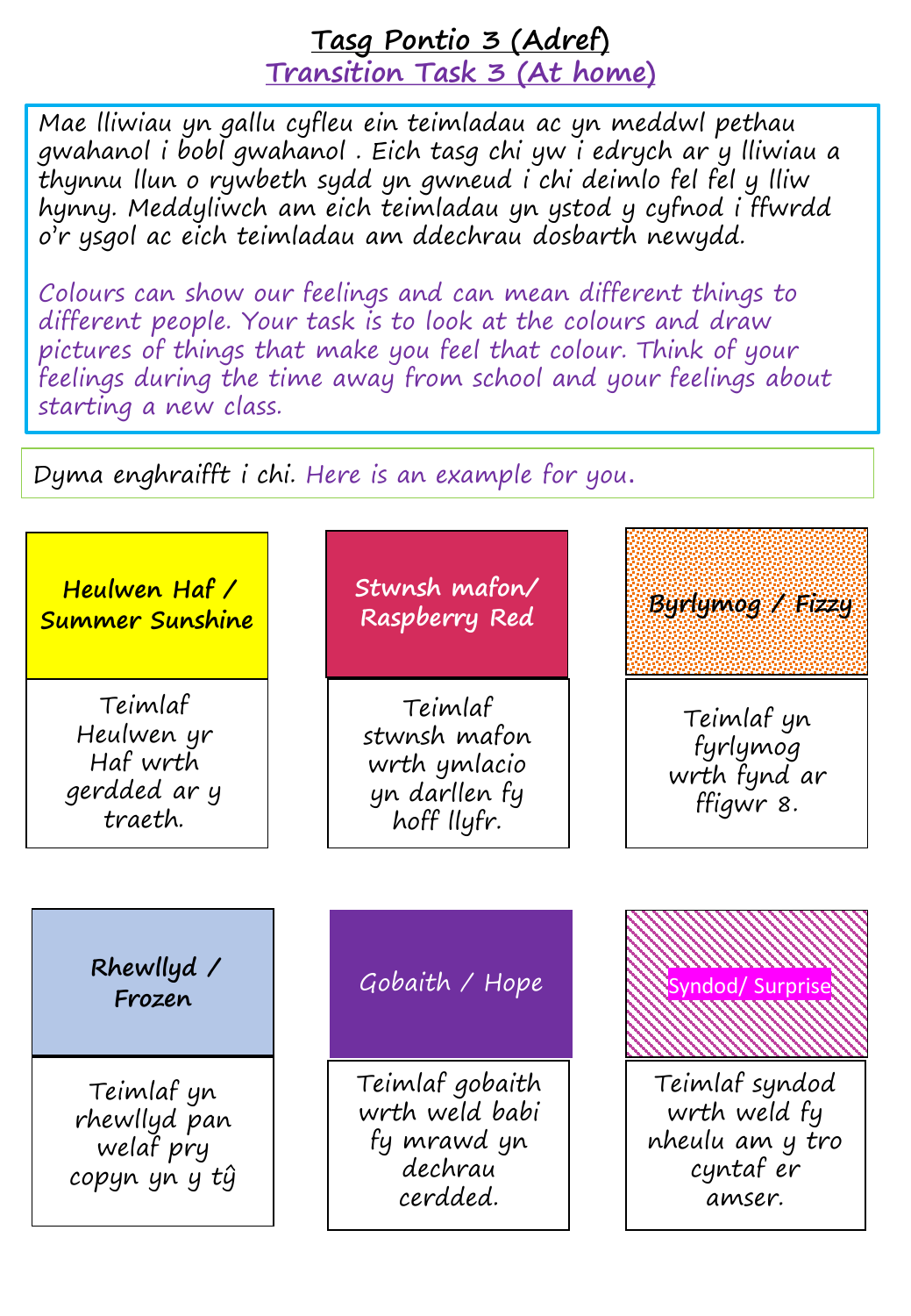# Tasg Pontio 3 (Adref)
## Transition Task 3 (At home)

Mae lliwiau yn gallu cyfleu ein teimladau ac yn meddwl pethau gwahanol i bobl gwahanol . Eich tasg chi yw i edrych ar y lliwiau a thynnu llun o rywbeth sydd yn gwneud i chi deimlo fel fel y lliw hynny. Meddyliwch am eich teimladau yn ystod y cyfnod i ffwrdd o'r ysgol ac eich teimladau am ddechrau dosbarth newydd.

Colours can show our feelings and can mean different things to different people. Your task is to look at the colours and draw pictures of things that make you feel that colour. Think of your feelings during the time away from school and your feelings about starting a new class.

Dyma enghraifft i chi. Here is an example for you.

| Heulwen Haf / Summer Sunshine | Stwnsh mafon/ Raspberry Red | Byrlymog / Fizzy |
|---|---|---|
| Teimlaf Heulwen yr Haf wrth gerdded ar y traeth. | Teimlaf stwnsh mafon wrth ymlacio yn darllen fy hoff llyfr. | Teimlaf yn fyrlymog wrth fynd ar ffigwr 8. |

| Rhewllyd / Frozen | Gobaith / Hope | Syndod/ Surprise |
|---|---|---|
| Teimlaf yn rhewllyd pan welaf pry copyn yn y tŷ | Teimlaf gobaith wrth weld babi fy mrawd yn dechrau cerdded. | Teimlaf syndod wrth weld fy nheulu am y tro cyntaf er amser. |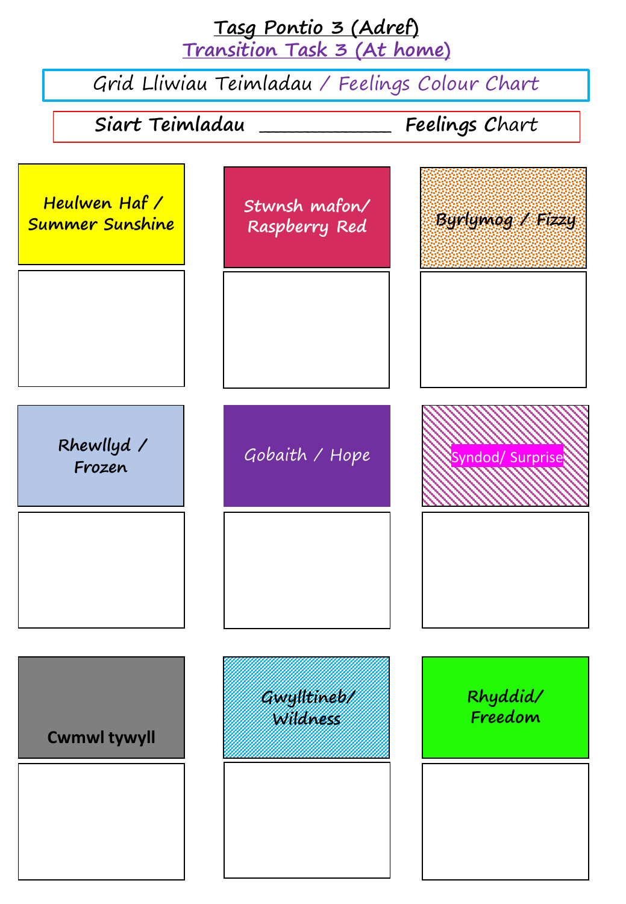# Tasg Pontio 3 (Adref)
## Transition Task 3 (At home)

**Grid Lliwiau Teimladau / Feelings Colour Chart**

**Siart Teimladau ____________ Feelings Chart**

| Heulwen Haf / Summer Sunshine | Stwnsh mafon/ Raspberry Red | Byrlymog / Fizzy |
| --- | --- | --- |
| | | |
| **Rhewllyd / Frozen** | **Gobaith / Hope** | **Syndod/ Surprise** |
| | | |
| **Cwmwl tywyll** | **Gwylltineb/ Wildness** | **Rhyddid/ Freedom** |
| | | |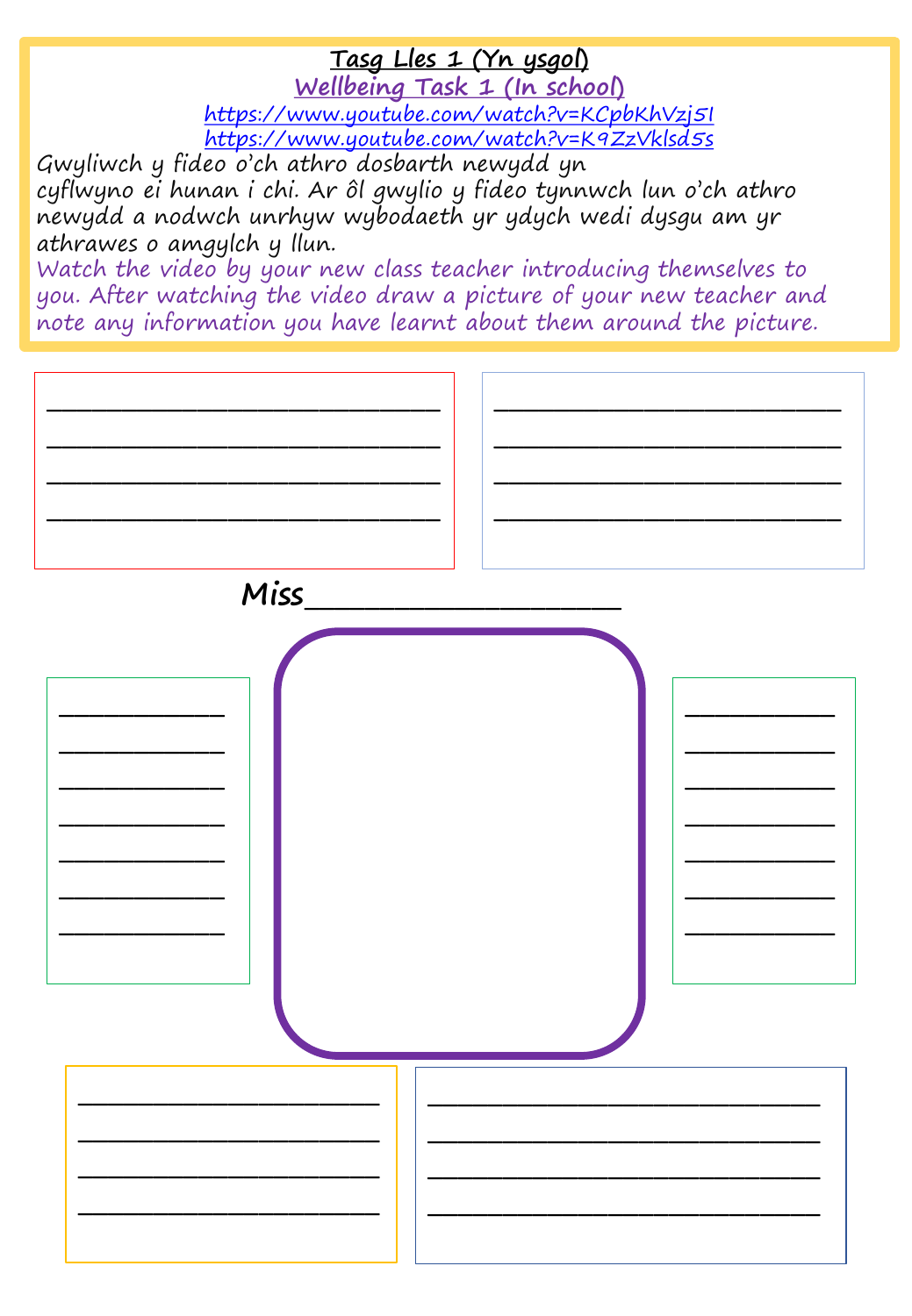# Tasg Lles 1 (Yn ysgol)

## Wellbeing Task 1 (In school)

https://www.youtube.com/watch?v=KCpbKhVzj5I
https://www.youtube.com/watch?v=K9ZzVklsd5s

Gwyliwch y fideo o'ch athro dosbarth newydd yn cyflwyno ei hunan i chi. Ar ôl gwylio y fideo tynnwch lun o'ch athro newydd a nodwch unrhyw wybodaeth yr ydych wedi dysgu am yr athrawes o amgylch y llun.

Watch the video by your new class teacher introducing themselves to you. After watching the video draw a picture of your new teacher and note any information you have learnt about them around the picture.

______________________________
______________________________
______________________________
______________________________

______________________________
______________________________
______________________________
______________________________

Miss__________________

_____________
_____________
_____________
_____________
_____________
_____________
_____________

_____________
_____________
_____________
_____________
_____________
_____________
_____________

______________________________
______________________________
______________________________
______________________________

______________________________
______________________________
______________________________
______________________________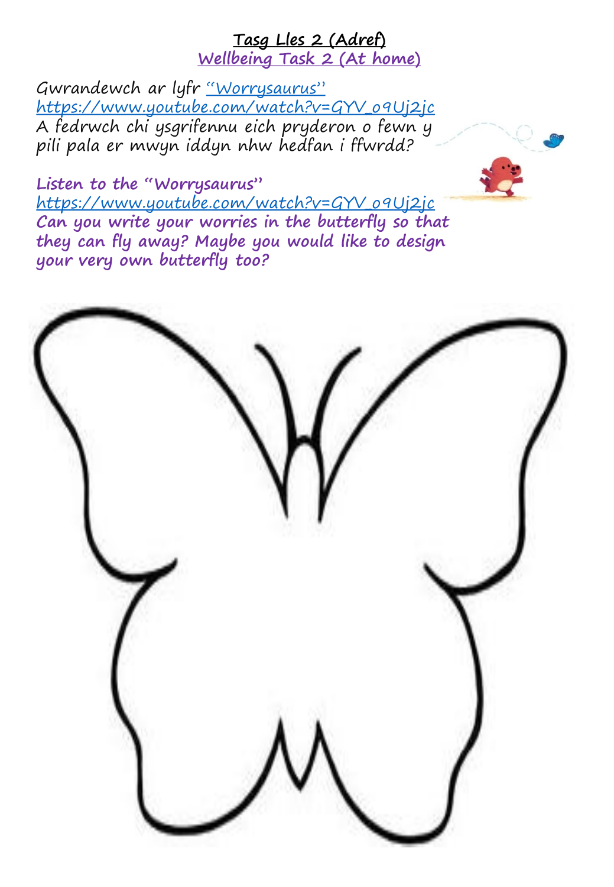**Tasg Lles 2 (Adref)**

**Wellbeing Task 2 (At home)**

Gwrandewch ar lyfr "Worrysaurus"
https://www.youtube.com/watch?v=GYV_o9Uj2jc
A fedrwch chi ysgrifennu eich pryderon o fewn y pili pala er mwyn iddyn nhw hedfan i ffwrdd?

**Listen to the "Worrysaurus"**
https://www.youtube.com/watch?v=GYV_o9Uj2jc
**Can you write your worries in the butterfly so that they can fly away? Maybe you would like to design your very own butterfly too?**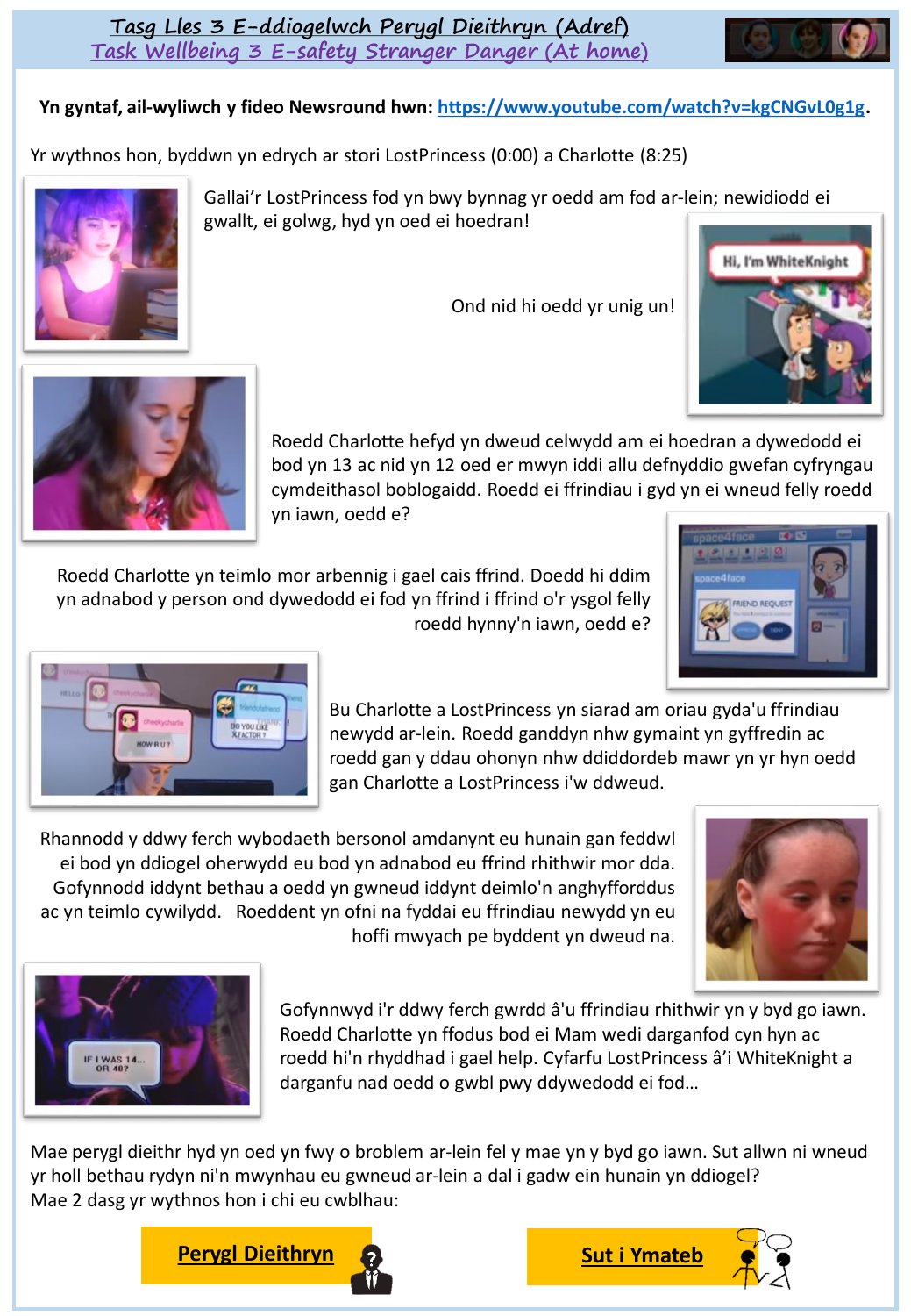# Tasg Lles 3 E-ddiogelwch Perygl Dieithryn (Adref)
## Task Wellbeing 3 E-safety Stranger Danger (At home)

**Yn gyntaf, ail-wyliwch y fideo Newsround hwn: [https://www.youtube.com/watch?v=kgCNGvL0g1g](https://www.youtube.com/watch?v=kgCNGvL0g1g).**

Yr wythnos hon, byddwn yn edrych ar stori LostPrincess (0:00) a Charlotte (8:25)

Gallai'r LostPrincess fod yn bwy bynnag yr oedd am fod ar-lein; newidiodd ei gwallt, ei golwg, hyd yn oed ei hoedran!

Ond nid hi oedd yr unig un!

Roedd Charlotte hefyd yn dweud celwydd am ei hoedran a dywedodd ei bod yn 13 ac nid yn 12 oed er mwyn iddi allu defnyddio gwefan cyfryngau cymdeithasol boblogaidd. Roedd ei ffrindiau i gyd yn ei wneud felly roedd yn iawn, oedd e?

Roedd Charlotte yn teimlo mor arbennig i gael cais ffrind. Doedd hi ddim yn adnabod y person ond dywedodd ei fod yn ffrind i ffrind o'r ysgol felly roedd hynny'n iawn, oedd e?

Bu Charlotte a LostPrincess yn siarad am oriau gyda'u ffrindiau newydd ar-lein. Roedd ganddyn nhw gymaint yn gyffredin ac roedd gan y ddau ohonyn nhw ddiddordeb mawr yn yr hyn oedd gan Charlotte a LostPrincess i'w ddweud.

Rhannodd y ddwy ferch wybodaeth bersonol amdanynt eu hunain gan feddwl ei bod yn ddiogel oherwydd eu bod yn adnabod eu ffrind rhithwir mor dda. Gofynnodd iddynt bethau a oedd yn gwneud iddynt deimlo'n anghyfforddus ac yn teimlo cywilydd. Roeddent yn ofni na fyddai eu ffrindiau newydd yn eu hoffi mwyach pe byddent yn dweud na.

Gofynnwyd i'r ddwy ferch gwrdd â'u ffrindiau rhithwir yn y byd go iawn. Roedd Charlotte yn ffodus bod ei Mam wedi darganfod cyn hyn ac roedd hi'n rhyddhad i gael help. Cyfarfu LostPrincess â'i WhiteKnight a darganfu nad oedd o gwbl pwy ddywedodd ei fod…

Mae perygl dieithr hyd yn oed yn fwy o broblem ar-lein fel y mae yn y byd go iawn. Sut allwn ni wneud yr holl bethau rydyn ni'n mwynhau eu gwneud ar-lein a dal i gadw ein hunain yn ddiogel?
Mae 2 dasg yr wythnos hon i chi eu cwblhau:

**Perygl Dieithryn** | **Sut i Ymateb**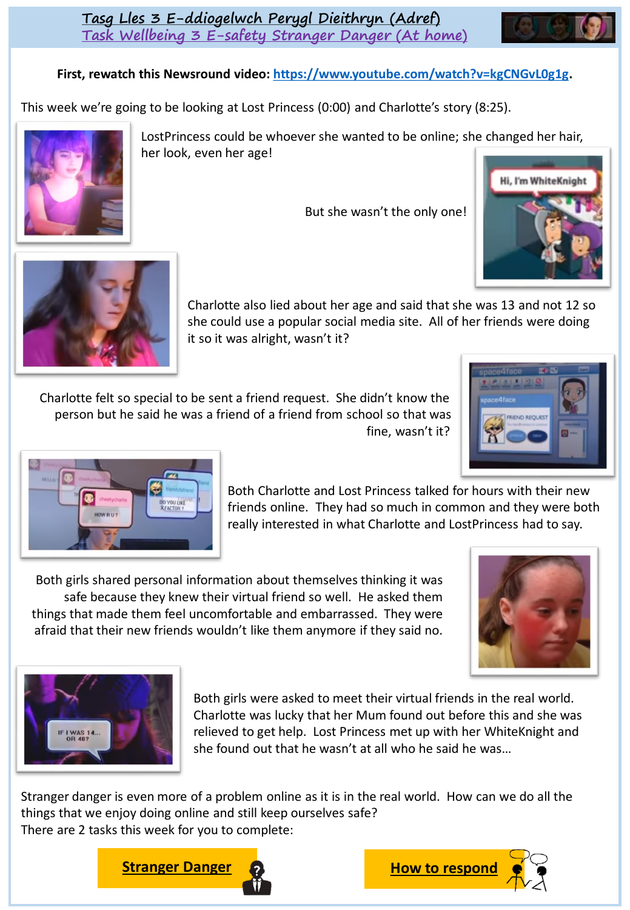# Tasg Lles 3 E-ddiogelwch Perygl Dieithryn (Adref)
# Task Wellbeing 3 E-safety Stranger Danger (At home)

**First, rewatch this Newsround video: https://www.youtube.com/watch?v=kgCNGvL0g1g.**

This week we're going to be looking at Lost Princess (0:00) and Charlotte's story (8:25).

LostPrincess could be whoever she wanted to be online; she changed her hair, her look, even her age!

But she wasn't the only one!

Charlotte also lied about her age and said that she was 13 and not 12 so she could use a popular social media site. All of her friends were doing it so it was alright, wasn't it?

Charlotte felt so special to be sent a friend request. She didn't know the person but he said he was a friend of a friend from school so that was fine, wasn't it?

Both Charlotte and Lost Princess talked for hours with their new friends online. They had so much in common and they were both really interested in what Charlotte and LostPrincess had to say.

Both girls shared personal information about themselves thinking it was safe because they knew their virtual friend so well. He asked them things that made them feel uncomfortable and embarrassed. They were afraid that their new friends wouldn't like them anymore if they said no.

Both girls were asked to meet their virtual friends in the real world. Charlotte was lucky that her Mum found out before this and she was relieved to get help. Lost Princess met up with her WhiteKnight and she found out that he wasn't at all who he said he was…

Stranger danger is even more of a problem online as it is in the real world. How can we do all the things that we enjoy doing online and still keep ourselves safe?
There are 2 tasks this week for you to complete:

**Stranger Danger** | **How to respond**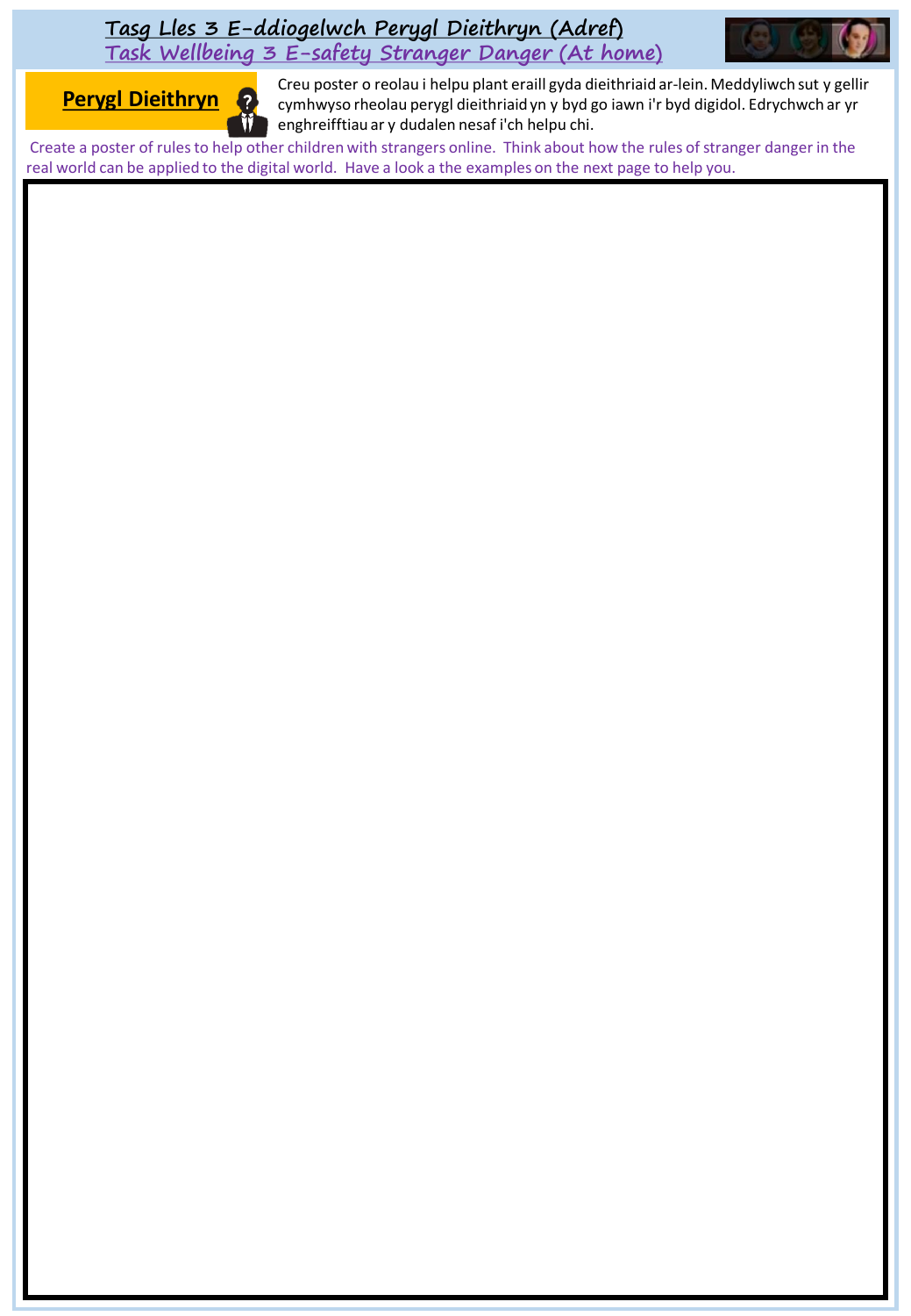# Tasg Lles 3 E-ddiogelwch Perygl Dieithryn (Adref)

## Task Wellbeing 3 E-safety Stranger Danger (At home)

**Perygl Dieithryn**

Creu poster o reolau i helpu plant eraill gyda dieithriaid ar-lein. Meddyliwch sut y gellir cymhwyso rheolau perygl dieithriaid yn y byd go iawn i'r byd digidol. Edrychwch ar yr enghreifftiau ar y dudalen nesaf i'ch helpu chi.

Create a poster of rules to help other children with strangers online. Think about how the rules of stranger danger in the real world can be applied to the digital world. Have a look a the examples on the next page to help you.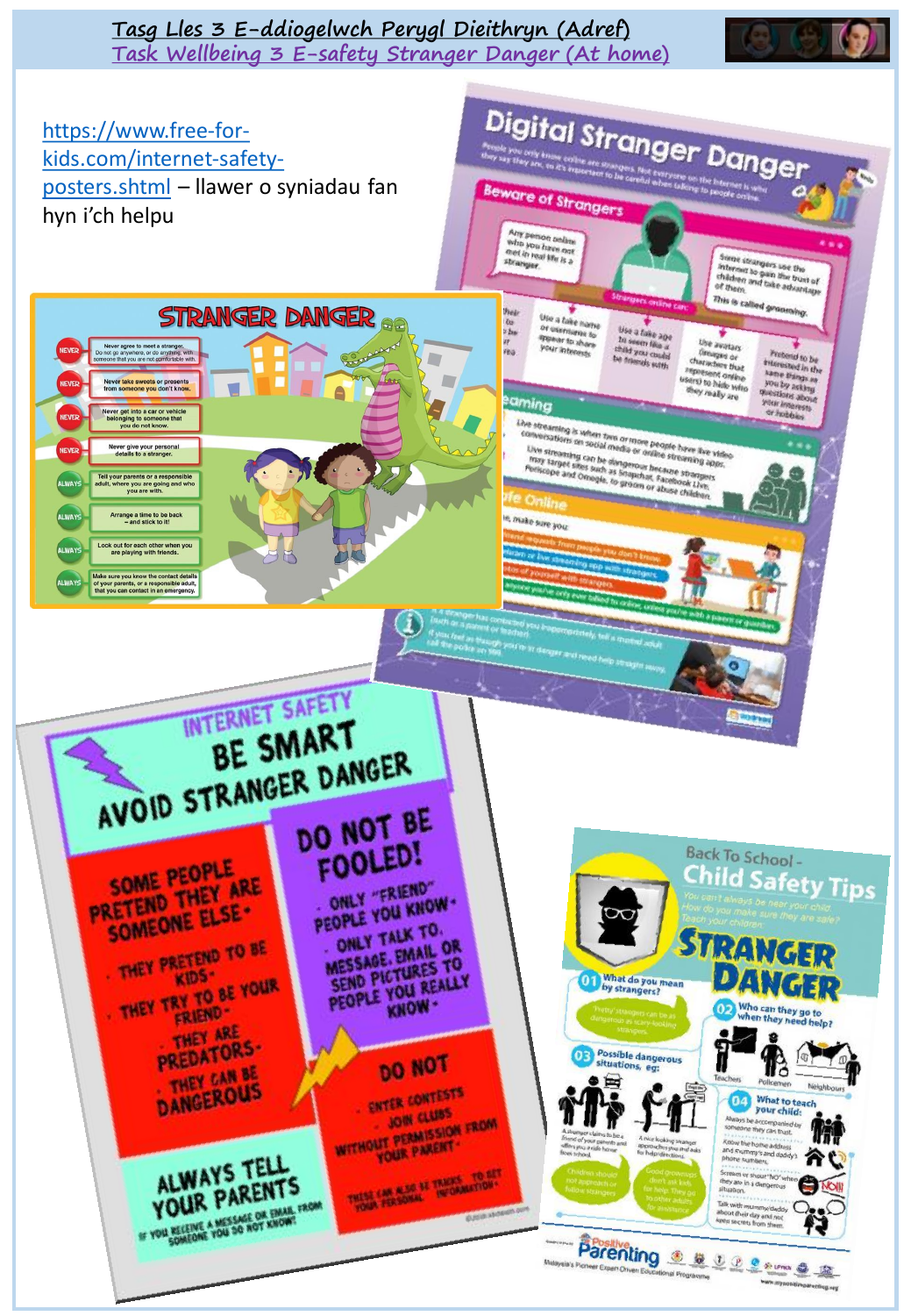# Tasg Lles 3 E-ddiogelwch Perygl Dieithryn (Adref)
## Task Wellbeing 3 E-safety Stranger Danger (At home)

https://www.free-for-kids.com/internet-safety-posters.shtml – llawer o syniadau fan hyn i'ch helpu

## STRANGER DANGER

- NEVER – Never agree to meet a stranger. Do not go anywhere, or do anything, with someone that you are not comfortable with.
- NEVER – Never take sweets or presents from someone you don't know.
- NEVER – Never get into a car or vehicle belonging to someone that you do not know.
- NEVER – Never give your personal details to a stranger.
- ALWAYS – Tell your parents or a responsible adult, where you are going and who you are with.
- ALWAYS – Arrange a time to be back – and stick to it!
- ALWAYS – Look out for each other when you are playing with friends.
- ALWAYS – Make sure you know the contact details of your parents, or a responsible adult, that you can contact in an emergency.

## Digital Stranger Danger

People you only know online are strangers. Not everyone on the Internet is who they say they are, so it's important to be careful when talking to people online.

### Beware of Strangers

Any person online who you have not met in real life is a stranger.

Some strangers use the Internet to gain the trust of children and take advantage of them. This is called grooming.

Strangers online can:

- Use a fake name or username to appear to share your interests
- Use a fake age to seem like a child you could be friends with
- Use avatars (images or characters that represent online users) to hide who they really are
- Pretend to be interested in the same things as you by asking questions about your interests or hobbies

### Live Streaming

Live streaming is when two or more people have live video conversations on social media or online streaming apps.

Live streaming can be dangerous because strangers may target sites such as Snapchat, Facebook Live, Periscope and Omegle, to groom or abuse children.

### Stay Safe Online

If a stranger has contacted you inappropriately, tell a trusted adult (such as a parent or teacher).

If you feel as though you're in danger and need help straight away, call the police on 999.

## INTERNET SAFETY
## BE SMART
## AVOID STRANGER DANGER

**SOME PEOPLE PRETEND THEY ARE SOMEONE ELSE**

- THEY PRETEND TO BE KIDS
- THEY TRY TO BE YOUR FRIEND
- THEY ARE PREDATORS
- THEY CAN BE DANGEROUS

**DO NOT BE FOOLED!**

- ONLY "FRIEND" PEOPLE YOU KNOW
- ONLY TALK TO, MESSAGE, EMAIL OR SEND PICTURES TO PEOPLE YOU REALLY KNOW

**DO NOT**

- ENTER CONTESTS
- JOIN CLUBS

WITHOUT PERMISSION FROM YOUR PARENT

THESE CAN ALSO BE TRICKS TO GET YOUR PERSONAL INFORMATION

**ALWAYS TELL YOUR PARENTS**

IF YOU RECEIVE A MESSAGE OR EMAIL FROM SOMEONE YOU DO NOT KNOW

## Back To School - Child Safety Tips
## STRANGER DANGER

You can't always be near your child. How do you make sure they are safe? Teach your children:

01 What do you mean by strangers?

02 Who can they go to when they need help? – Teachers, Policemen, Neighbours

03 Possible dangerous situations, eg:

04 What to teach your child:

Positive Parenting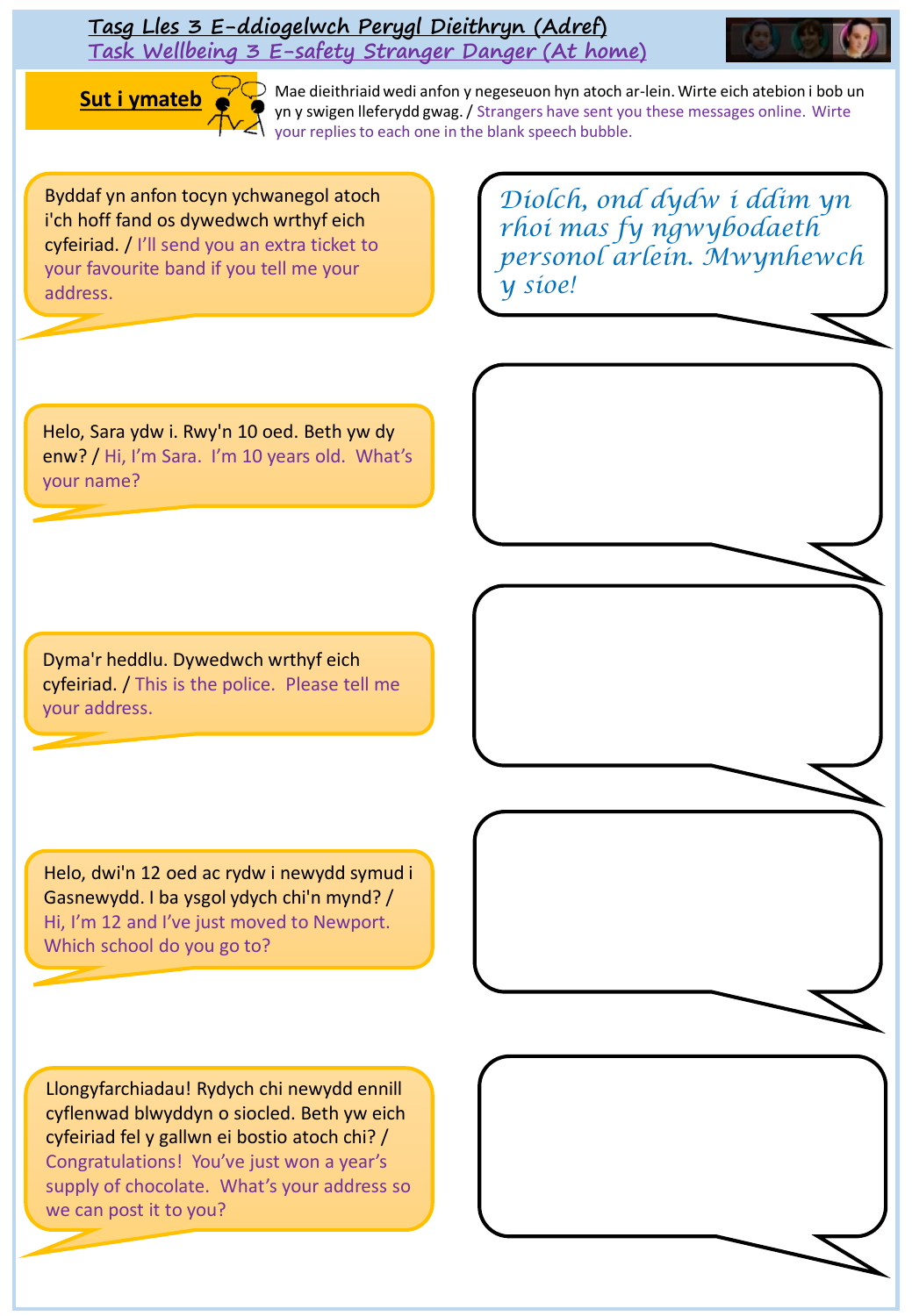# Tasg Lles 3 E-ddiogelwch Perygl Dieithryn (Adref)

## Task Wellbeing 3 E-safety Stranger Danger (At home)

**Sut i ymateb**

Mae dieithriaid wedi anfon y negeseuon hyn atoch ar-lein. Wirte eich atebion i bob un yn y swigen lleferydd gwag. / Strangers have sent you these messages online. Wirte your replies to each one in the blank speech bubble.

Byddaf yn anfon tocyn ychwanegol atoch i'ch hoff fand os dywedwch wrthyf eich cyfeiriad. / I'll send you an extra ticket to your favourite band if you tell me your address.

*Diolch, ond dydw i ddim yn rhoi mas fy ngwybodaeth personol arlein. Mwynhewch y sioe!*

Helo, Sara ydw i. Rwy'n 10 oed. Beth yw dy enw? / Hi, I'm Sara. I'm 10 years old. What's your name?

Dyma'r heddlu. Dywedwch wrthyf eich cyfeiriad. / This is the police. Please tell me your address.

Helo, dwi'n 12 oed ac rydw i newydd symud i Gasnewydd. I ba ysgol ydych chi'n mynd? / Hi, I'm 12 and I've just moved to Newport. Which school do you go to?

Llongyfarchiadau! Rydych chi newydd ennill cyflenwad blwyddyn o siocled. Beth yw eich cyfeiriad fel y gallwn ei bostio atoch chi? / Congratulations! You've just won a year's supply of chocolate. What's your address so we can post it to you?